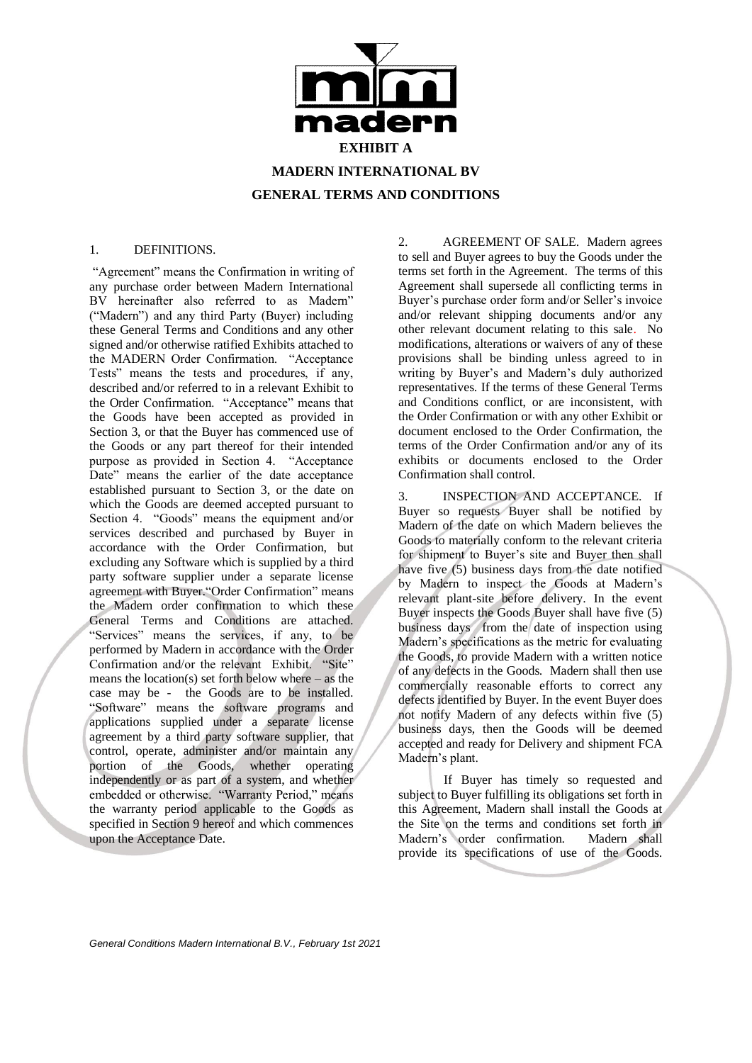# EXHIBIT A

## MADERN INTERNATIONAL BV

## GENERAL TERMS AND CONDITIONS

1. DEFINITIONS.

"Agreement" means the Confirmation in writing of any purchase order between Madern International BV hereinafter also referred to as Madern" ("Madern") and any third Party (Buyer) including these General Terms and Conditions and any other signed and/or otherwise ratified Exhibits attached to the MADERN Order Confirmation. "Acceptance Tests" means the tests and procedures, if any, described and/or referred to in a relevant Exhibit to the Order Confirmation. "Acceptance" means that the Goods have been accepted as provided in Section 3, or that the Buyer has commenced use of the Goods or any part thereof for their intended purpose as provided in Section 4. "Acceptance Date" means the earlier of the date acceptance established pursuant to Section 3, or the date on which the Goods are deemed accepted pursuant to Section 4. "Goods" means the equipment and/or services described and purchased by Buyer in accordance with the Order Confirmation, but excluding any Software which is supplied by a third party software supplier under a separate license agreement with Buyer."Order Confirmation" means the Madern order confirmation to which these General Terms and Conditions are attached. "Services" means the services, if any, to be performed by Madern in accordance with the Order Confirmation and/or the relevant Exhibit. "Site" means the location(s) set forth below where – as the case may be - the Goods are to be installed. "Software" means the software programs and applications supplied under a separate license agreement by a third party software supplier, that control, operate, administer and/or maintain any portion of the Goods, whether operating independently or as part of a system, and whether embedded or otherwise. "Warranty Period," means the warranty period applicable to the Goods as specified in Section 9 hereof and which commences upon the Acceptance Date.

2. AGREEMENT OF SALE. Madern agrees to sell and Buyer agrees to buy the Goods under the terms set forth in the Agreement. The terms of this Agreement shall supersede all conflicting terms in Buyer's purchase order form and/or Seller's invoice and/or relevant shipping documents and/or any other relevant document relating to this sale. No modifications, alterations or waivers of any of these provisions shall be binding unless agreed to in writing by Buyer's and Madern's duly authorized representatives. If the terms of these General Terms and Conditions conflict, or are inconsistent, with the Order Confirmation or with any other Exhibit or document enclosed to the Order Confirmation, the terms of the Order Confirmation and/or any of its exhibits or documents enclosed to the Order Confirmation shall control.

3. INSPECTION AND ACCEPTANCE. If Buyer so requests Buyer shall be notified by Madern of the date on which Madern believes the Goods to materially conform to the relevant criteria for shipment to Buyer's site and Buyer then shall have five (5) business days from the date notified by Madern to inspect the Goods at Madern's relevant plant-site before delivery. In the event Buyer inspects the Goods Buyer shall have five (5) business days from the date of inspection using Madern's specifications as the metric for evaluating the Goods, to provide Madern with a written notice of any defects in the Goods. Madern shall then use commercially reasonable efforts to correct any defects identified by Buyer. In the event Buyer does not notify Madern of any defects within five (5) business days, then the Goods will be deemed accepted and ready for Delivery and shipment FCA Madern's plant.

If Buyer has timely so requested and subject to Buyer fulfilling its obligations set forth in this Agreement, Madern shall install the Goods at the Site on the terms and conditions set forth in Madern's order confirmation. Madern shall provide its specifications of use of the Goods.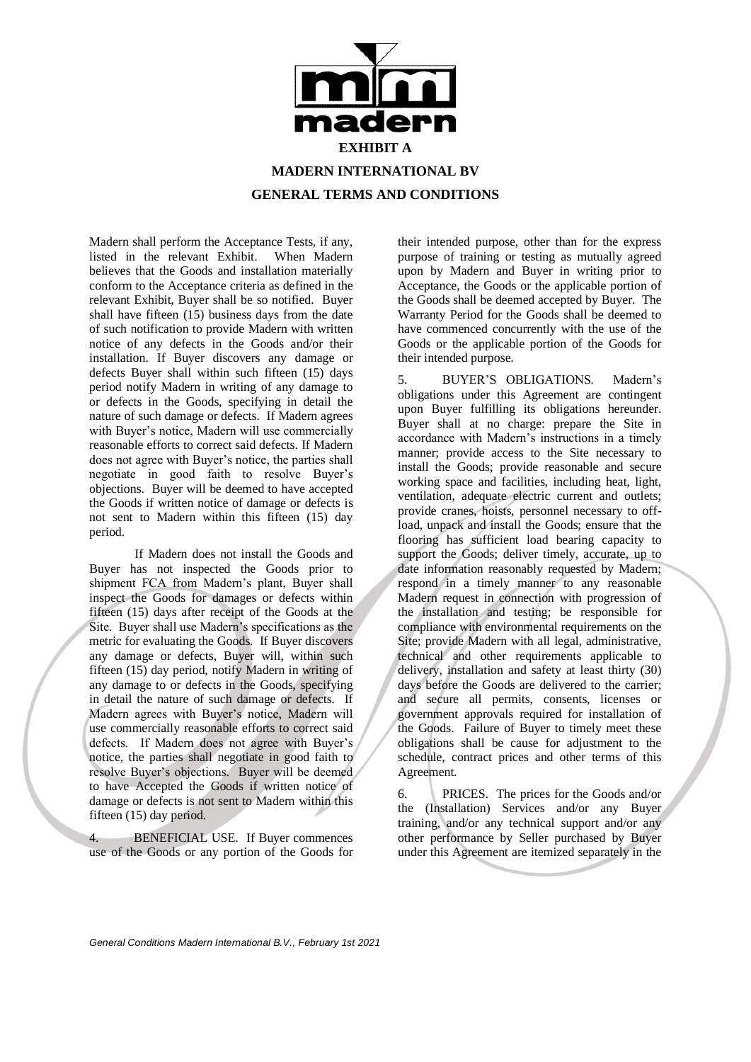# EXHIBIT A

## MADERN INTERNATIONAL BV

## GENERAL TERMS AND CONDITIONS

Madern shall perform the Acceptance Tests, if any, listed in the relevant Exhibit. When Madern believes that the Goods and installation materially conform to the Acceptance criteria as defined in the relevant Exhibit, Buyer shall be so notified. Buyer shall have fifteen (15) business days from the date of such notification to provide Madern with written notice of any defects in the Goods and/or their installation. If Buyer discovers any damage or defects Buyer shall within such fifteen (15) days period notify Madern in writing of any damage to or defects in the Goods, specifying in detail the nature of such damage or defects. If Madern agrees with Buyer's notice, Madern will use commercially reasonable efforts to correct said defects. If Madern does not agree with Buyer's notice, the parties shall negotiate in good faith to resolve Buyer's objections. Buyer will be deemed to have accepted the Goods if written notice of damage or defects is not sent to Madern within this fifteen (15) day period.

If Madern does not install the Goods and Buyer has not inspected the Goods prior to shipment FCA from Madern's plant, Buyer shall inspect the Goods for damages or defects within fifteen (15) days after receipt of the Goods at the Site. Buyer shall use Madern's specifications as the metric for evaluating the Goods. If Buyer discovers any damage or defects, Buyer will, within such fifteen (15) day period, notify Madern in writing of any damage to or defects in the Goods, specifying in detail the nature of such damage or defects. If Madern agrees with Buyer's notice, Madern will use commercially reasonable efforts to correct said defects. If Madern does not agree with Buyer's notice, the parties shall negotiate in good faith to resolve Buyer's objections. Buyer will be deemed to have Accepted the Goods if written notice of damage or defects is not sent to Madern within this fifteen (15) day period.

4. BENEFICIAL USE. If Buyer commences use of the Goods or any portion of the Goods for their intended purpose, other than for the express purpose of training or testing as mutually agreed upon by Madern and Buyer in writing prior to Acceptance, the Goods or the applicable portion of the Goods shall be deemed accepted by Buyer. The Warranty Period for the Goods shall be deemed to have commenced concurrently with the use of the Goods or the applicable portion of the Goods for their intended purpose.

5. BUYER'S OBLIGATIONS. Madern's obligations under this Agreement are contingent upon Buyer fulfilling its obligations hereunder. Buyer shall at no charge: prepare the Site in accordance with Madern's instructions in a timely manner; provide access to the Site necessary to install the Goods; provide reasonable and secure working space and facilities, including heat, light, ventilation, adequate electric current and outlets; provide cranes, hoists, personnel necessary to off-load, unpack and install the Goods; ensure that the flooring has sufficient load bearing capacity to support the Goods; deliver timely, accurate, up to date information reasonably requested by Madern; respond in a timely manner to any reasonable Madern request in connection with progression of the installation and testing; be responsible for compliance with environmental requirements on the Site; provide Madern with all legal, administrative, technical and other requirements applicable to delivery, installation and safety at least thirty (30) days before the Goods are delivered to the carrier; and secure all permits, consents, licenses or government approvals required for installation of the Goods. Failure of Buyer to timely meet these obligations shall be cause for adjustment to the schedule, contract prices and other terms of this Agreement.

6. PRICES. The prices for the Goods and/or the (Installation) Services and/or any Buyer training, and/or any technical support and/or any other performance by Seller purchased by Buyer under this Agreement are itemized separately in the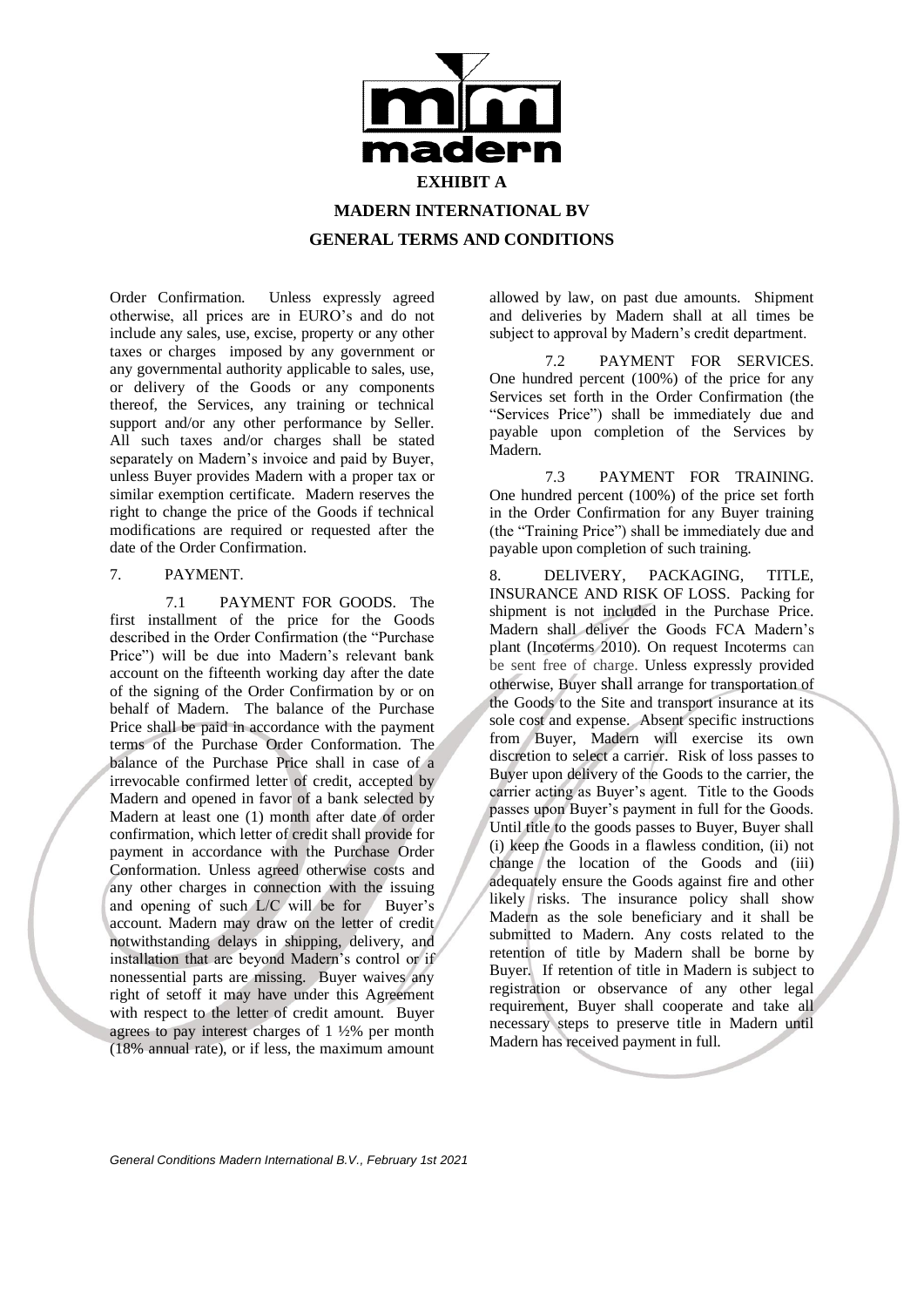**EXHIBIT A**

**MADERN INTERNATIONAL BV**

**GENERAL TERMS AND CONDITIONS**

Order Confirmation. Unless expressly agreed otherwise, all prices are in EURO's and do not include any sales, use, excise, property or any other taxes or charges imposed by any government or any governmental authority applicable to sales, use, or delivery of the Goods or any components thereof, the Services, any training or technical support and/or any other performance by Seller. All such taxes and/or charges shall be stated separately on Madern's invoice and paid by Buyer, unless Buyer provides Madern with a proper tax or similar exemption certificate. Madern reserves the right to change the price of the Goods if technical modifications are required or requested after the date of the Order Confirmation.

7. PAYMENT.

7.1 PAYMENT FOR GOODS. The first installment of the price for the Goods described in the Order Confirmation (the "Purchase Price") will be due into Madern's relevant bank account on the fifteenth working day after the date of the signing of the Order Confirmation by or on behalf of Madern. The balance of the Purchase Price shall be paid in accordance with the payment terms of the Purchase Order Conformation. The balance of the Purchase Price shall in case of a irrevocable confirmed letter of credit, accepted by Madern and opened in favor of a bank selected by Madern at least one (1) month after date of order confirmation, which letter of credit shall provide for payment in accordance with the Purchase Order Conformation. Unless agreed otherwise costs and any other charges in connection with the issuing and opening of such L/C will be for Buyer's account. Madern may draw on the letter of credit notwithstanding delays in shipping, delivery, and installation that are beyond Madern's control or if nonessential parts are missing. Buyer waives any right of setoff it may have under this Agreement with respect to the letter of credit amount. Buyer agrees to pay interest charges of 1 ½% per month (18% annual rate), or if less, the maximum amount allowed by law, on past due amounts. Shipment and deliveries by Madern shall at all times be subject to approval by Madern's credit department.

7.2 PAYMENT FOR SERVICES. One hundred percent (100%) of the price for any Services set forth in the Order Confirmation (the "Services Price") shall be immediately due and payable upon completion of the Services by Madern.

7.3 PAYMENT FOR TRAINING. One hundred percent (100%) of the price set forth in the Order Confirmation for any Buyer training (the "Training Price") shall be immediately due and payable upon completion of such training.

8. DELIVERY, PACKAGING, TITLE, INSURANCE AND RISK OF LOSS. Packing for shipment is not included in the Purchase Price. Madern shall deliver the Goods FCA Madern's plant (Incoterms 2010). On request Incoterms can be sent free of charge. Unless expressly provided otherwise, Buyer shall arrange for transportation of the Goods to the Site and transport insurance at its sole cost and expense. Absent specific instructions from Buyer, Madern will exercise its own discretion to select a carrier. Risk of loss passes to Buyer upon delivery of the Goods to the carrier, the carrier acting as Buyer's agent. Title to the Goods passes upon Buyer's payment in full for the Goods. Until title to the goods passes to Buyer, Buyer shall (i) keep the Goods in a flawless condition, (ii) not change the location of the Goods and (iii) adequately ensure the Goods against fire and other likely risks. The insurance policy shall show Madern as the sole beneficiary and it shall be submitted to Madern. Any costs related to the retention of title by Madern shall be borne by Buyer. If retention of title in Madern is subject to registration or observance of any other legal requirement, Buyer shall cooperate and take all necessary steps to preserve title in Madern until Madern has received payment in full.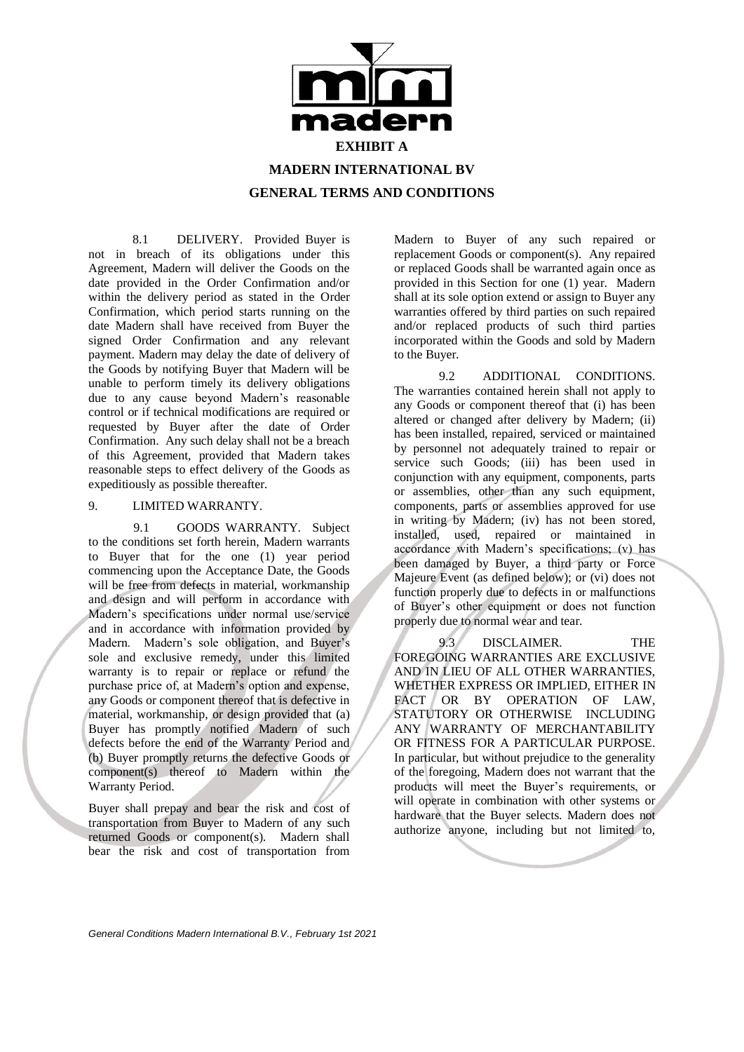**EXHIBIT A**

**MADERN INTERNATIONAL BV**

**GENERAL TERMS AND CONDITIONS**

8.1 DELIVERY. Provided Buyer is not in breach of its obligations under this Agreement, Madern will deliver the Goods on the date provided in the Order Confirmation and/or within the delivery period as stated in the Order Confirmation, which period starts running on the date Madern shall have received from Buyer the signed Order Confirmation and any relevant payment. Madern may delay the date of delivery of the Goods by notifying Buyer that Madern will be unable to perform timely its delivery obligations due to any cause beyond Madern's reasonable control or if technical modifications are required or requested by Buyer after the date of Order Confirmation. Any such delay shall not be a breach of this Agreement, provided that Madern takes reasonable steps to effect delivery of the Goods as expeditiously as possible thereafter.

9. LIMITED WARRANTY.

9.1 GOODS WARRANTY. Subject to the conditions set forth herein, Madern warrants to Buyer that for the one (1) year period commencing upon the Acceptance Date, the Goods will be free from defects in material, workmanship and design and will perform in accordance with Madern's specifications under normal use/service and in accordance with information provided by Madern. Madern's sole obligation, and Buyer's sole and exclusive remedy, under this limited warranty is to repair or replace or refund the purchase price of, at Madern's option and expense, any Goods or component thereof that is defective in material, workmanship, or design provided that (a) Buyer has promptly notified Madern of such defects before the end of the Warranty Period and (b) Buyer promptly returns the defective Goods or component(s) thereof to Madern within the Warranty Period.

Buyer shall prepay and bear the risk and cost of transportation from Buyer to Madern of any such returned Goods or component(s). Madern shall bear the risk and cost of transportation from Madern to Buyer of any such repaired or replacement Goods or component(s). Any repaired or replaced Goods shall be warranted again once as provided in this Section for one (1) year. Madern shall at its sole option extend or assign to Buyer any warranties offered by third parties on such repaired and/or replaced products of such third parties incorporated within the Goods and sold by Madern to the Buyer.

9.2 ADDITIONAL CONDITIONS. The warranties contained herein shall not apply to any Goods or component thereof that (i) has been altered or changed after delivery by Madern; (ii) has been installed, repaired, serviced or maintained by personnel not adequately trained to repair or service such Goods; (iii) has been used in conjunction with any equipment, components, parts or assemblies, other than any such equipment, components, parts or assemblies approved for use in writing by Madern; (iv) has not been stored, installed, used, repaired or maintained in accordance with Madern's specifications; (v) has been damaged by Buyer, a third party or Force Majeure Event (as defined below); or (vi) does not function properly due to defects in or malfunctions of Buyer's other equipment or does not function properly due to normal wear and tear.

9.3 DISCLAIMER. THE FOREGOING WARRANTIES ARE EXCLUSIVE AND IN LIEU OF ALL OTHER WARRANTIES, WHETHER EXPRESS OR IMPLIED, EITHER IN FACT OR BY OPERATION OF LAW, STATUTORY OR OTHERWISE INCLUDING ANY WARRANTY OF MERCHANTABILITY OR FITNESS FOR A PARTICULAR PURPOSE. In particular, but without prejudice to the generality of the foregoing, Madern does not warrant that the products will meet the Buyer's requirements, or will operate in combination with other systems or hardware that the Buyer selects. Madern does not authorize anyone, including but not limited to,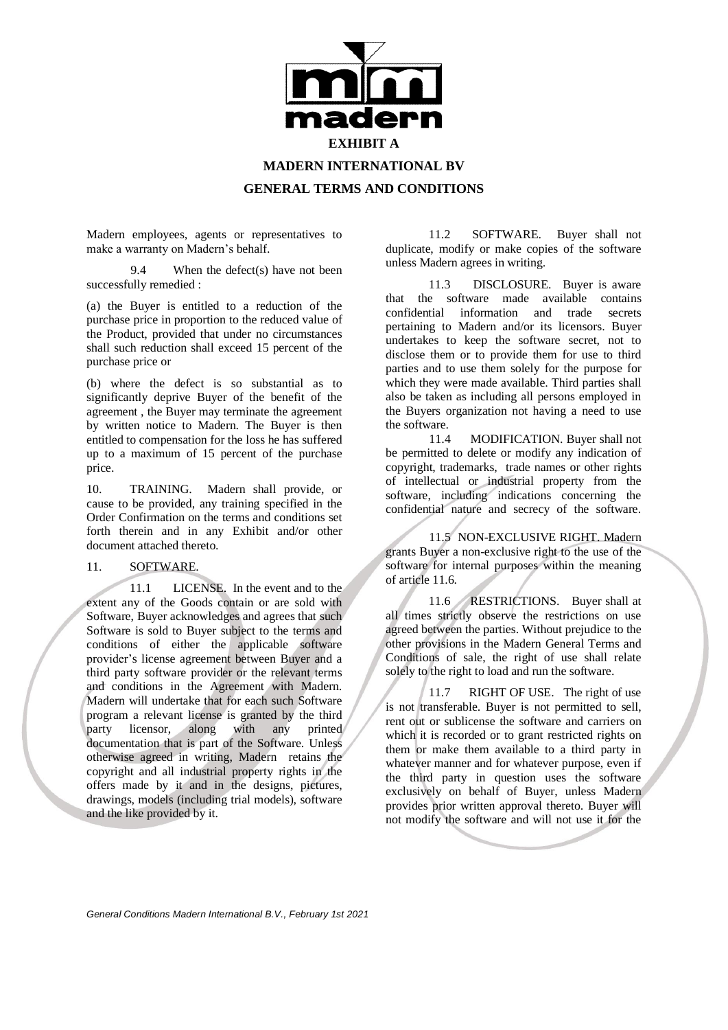**EXHIBIT A**

**MADERN INTERNATIONAL BV**

**GENERAL TERMS AND CONDITIONS**

Madern employees, agents or representatives to make a warranty on Madern's behalf.

9.4 When the defect(s) have not been successfully remedied :

(a) the Buyer is entitled to a reduction of the purchase price in proportion to the reduced value of the Product, provided that under no circumstances shall such reduction shall exceed 15 percent of the purchase price or

(b) where the defect is so substantial as to significantly deprive Buyer of the benefit of the agreement , the Buyer may terminate the agreement by written notice to Madern. The Buyer is then entitled to compensation for the loss he has suffered up to a maximum of 15 percent of the purchase price.

10. TRAINING. Madern shall provide, or cause to be provided, any training specified in the Order Confirmation on the terms and conditions set forth therein and in any Exhibit and/or other document attached thereto.

11. SOFTWARE.

11.1 LICENSE. In the event and to the extent any of the Goods contain or are sold with Software, Buyer acknowledges and agrees that such Software is sold to Buyer subject to the terms and conditions of either the applicable software provider's license agreement between Buyer and a third party software provider or the relevant terms and conditions in the Agreement with Madern. Madern will undertake that for each such Software program a relevant license is granted by the third party licensor, along with any printed documentation that is part of the Software. Unless otherwise agreed in writing, Madern retains the copyright and all industrial property rights in the offers made by it and in the designs, pictures, drawings, models (including trial models), software and the like provided by it.

11.2 SOFTWARE. Buyer shall not duplicate, modify or make copies of the software unless Madern agrees in writing.

11.3 DISCLOSURE. Buyer is aware that the software made available contains confidential information and trade secrets pertaining to Madern and/or its licensors. Buyer undertakes to keep the software secret, not to disclose them or to provide them for use to third parties and to use them solely for the purpose for which they were made available. Third parties shall also be taken as including all persons employed in the Buyers organization not having a need to use the software.

11.4 MODIFICATION. Buyer shall not be permitted to delete or modify any indication of copyright, trademarks, trade names or other rights of intellectual or industrial property from the software, including indications concerning the confidential nature and secrecy of the software.

11.5 NON-EXCLUSIVE RIGHT. Madern grants Buyer a non-exclusive right to the use of the software for internal purposes within the meaning of article 11.6.

11.6 RESTRICTIONS. Buyer shall at all times strictly observe the restrictions on use agreed between the parties. Without prejudice to the other provisions in the Madern General Terms and Conditions of sale, the right of use shall relate solely to the right to load and run the software.

11.7 RIGHT OF USE. The right of use is not transferable. Buyer is not permitted to sell, rent out or sublicense the software and carriers on which it is recorded or to grant restricted rights on them or make them available to a third party in whatever manner and for whatever purpose, even if the third party in question uses the software exclusively on behalf of Buyer, unless Madern provides prior written approval thereto. Buyer will not modify the software and will not use it for the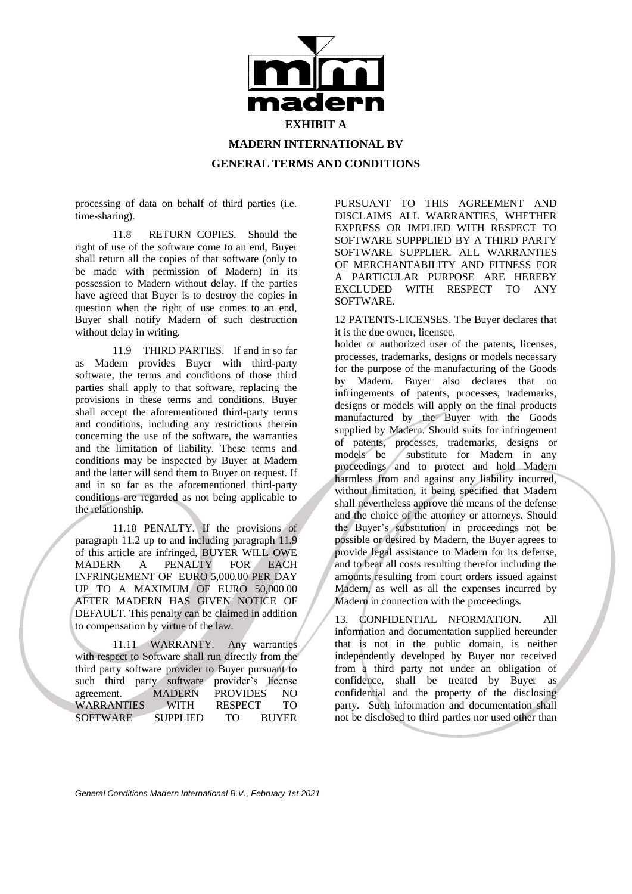**EXHIBIT A**

**MADERN INTERNATIONAL BV**

**GENERAL TERMS AND CONDITIONS**

processing of data on behalf of third parties (i.e. time-sharing).

11.8 RETURN COPIES. Should the right of use of the software come to an end, Buyer shall return all the copies of that software (only to be made with permission of Madern) in its possession to Madern without delay. If the parties have agreed that Buyer is to destroy the copies in question when the right of use comes to an end, Buyer shall notify Madern of such destruction without delay in writing.

11.9 THIRD PARTIES. If and in so far as Madern provides Buyer with third-party software, the terms and conditions of those third parties shall apply to that software, replacing the provisions in these terms and conditions. Buyer shall accept the aforementioned third-party terms and conditions, including any restrictions therein concerning the use of the software, the warranties and the limitation of liability. These terms and conditions may be inspected by Buyer at Madern and the latter will send them to Buyer on request. If and in so far as the aforementioned third-party conditions are regarded as not being applicable to the relationship.

11.10 PENALTY. If the provisions of paragraph 11.2 up to and including paragraph 11.9 of this article are infringed, BUYER WILL OWE MADERN A PENALTY FOR EACH INFRINGEMENT OF EURO 5,000.00 PER DAY UP TO A MAXIMUM OF EURO 50,000.00 AFTER MADERN HAS GIVEN NOTICE OF DEFAULT. This penalty can be claimed in addition to compensation by virtue of the law.

11.11 WARRANTY. Any warranties with respect to Software shall run directly from the third party software provider to Buyer pursuant to such third party software provider's license agreement. MADERN PROVIDES NO WARRANTIES WITH RESPECT TO SOFTWARE SUPPLIED TO BUYER PURSUANT TO THIS AGREEMENT AND DISCLAIMS ALL WARRANTIES, WHETHER EXPRESS OR IMPLIED WITH RESPECT TO SOFTWARE SUPPPLIED BY A THIRD PARTY SOFTWARE SUPPLIER. ALL WARRANTIES OF MERCHANTABILITY AND FITNESS FOR A PARTICULAR PURPOSE ARE HEREBY EXCLUDED WITH RESPECT TO ANY SOFTWARE.

12 PATENTS-LICENSES. The Buyer declares that it is the due owner, licensee, holder or authorized user of the patents, licenses, processes, trademarks, designs or models necessary for the purpose of the manufacturing of the Goods by Madern. Buyer also declares that no infringements of patents, processes, trademarks, designs or models will apply on the final products manufactured by the Buyer with the Goods supplied by Madern. Should suits for infringement of patents, processes, trademarks, designs or models be substitute for Madern in any proceedings and to protect and hold Madern harmless from and against any liability incurred, without limitation, it being specified that Madern shall nevertheless approve the means of the defense and the choice of the attorney or attorneys. Should the Buyer's substitution in proceedings not be possible or desired by Madern, the Buyer agrees to provide legal assistance to Madern for its defense, and to bear all costs resulting therefor including the amounts resulting from court orders issued against Madern, as well as all the expenses incurred by Madern in connection with the proceedings.

13. CONFIDENTIAL NFORMATION. All information and documentation supplied hereunder that is not in the public domain, is neither independently developed by Buyer nor received from a third party not under an obligation of confidence, shall be treated by Buyer as confidential and the property of the disclosing party. Such information and documentation shall not be disclosed to third parties nor used other than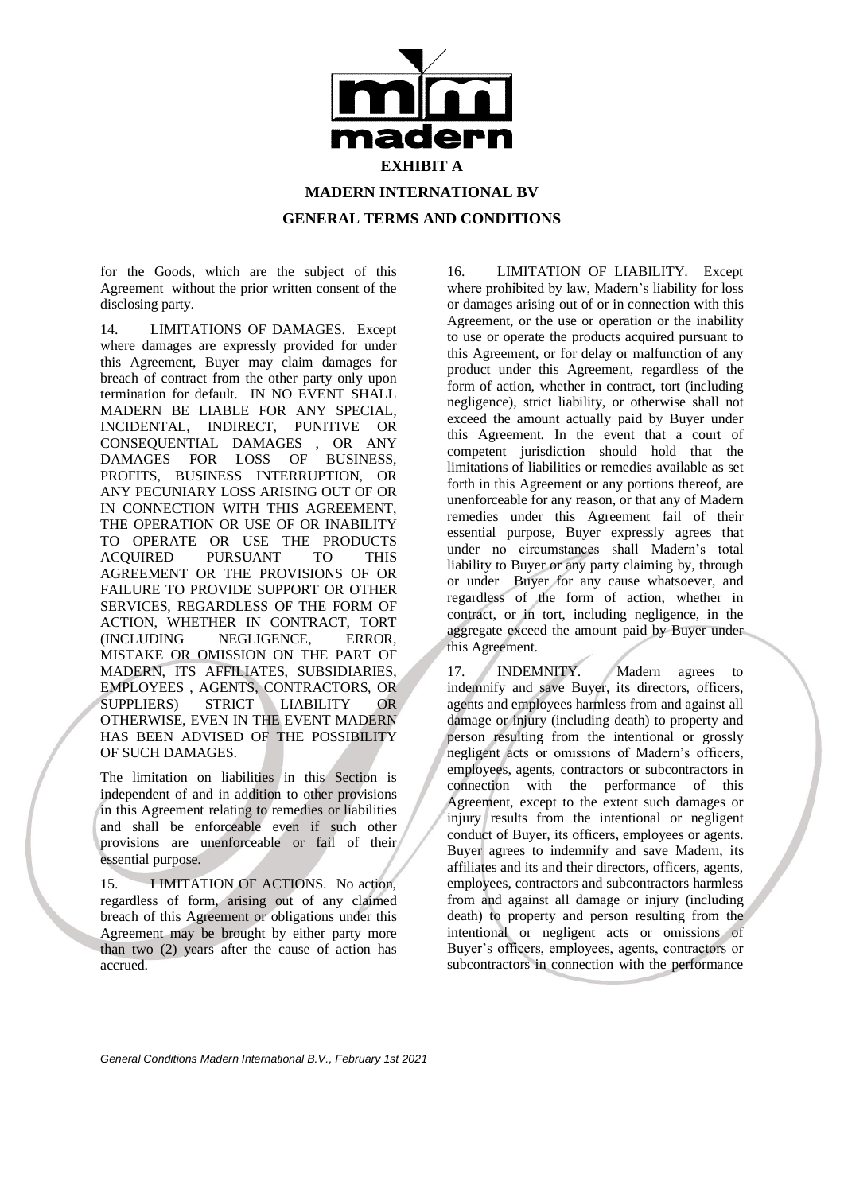**EXHIBIT A**

**MADERN INTERNATIONAL BV**

**GENERAL TERMS AND CONDITIONS**

for the Goods, which are the subject of this Agreement without the prior written consent of the disclosing party.

14. LIMITATIONS OF DAMAGES. Except where damages are expressly provided for under this Agreement, Buyer may claim damages for breach of contract from the other party only upon termination for default. IN NO EVENT SHALL MADERN BE LIABLE FOR ANY SPECIAL, INCIDENTAL, INDIRECT, PUNITIVE OR CONSEQUENTIAL DAMAGES , OR ANY DAMAGES FOR LOSS OF BUSINESS, PROFITS, BUSINESS INTERRUPTION, OR ANY PECUNIARY LOSS ARISING OUT OF OR IN CONNECTION WITH THIS AGREEMENT, THE OPERATION OR USE OF OR INABILITY TO OPERATE OR USE THE PRODUCTS ACQUIRED PURSUANT TO THIS AGREEMENT OR THE PROVISIONS OF OR FAILURE TO PROVIDE SUPPORT OR OTHER SERVICES, REGARDLESS OF THE FORM OF ACTION, WHETHER IN CONTRACT, TORT (INCLUDING NEGLIGENCE, ERROR, MISTAKE OR OMISSION ON THE PART OF MADERN, ITS AFFILIATES, SUBSIDIARIES, EMPLOYEES , AGENTS, CONTRACTORS, OR SUPPLIERS) STRICT LIABILITY OR OTHERWISE, EVEN IN THE EVENT MADERN HAS BEEN ADVISED OF THE POSSIBILITY OF SUCH DAMAGES.

The limitation on liabilities in this Section is independent of and in addition to other provisions in this Agreement relating to remedies or liabilities and shall be enforceable even if such other provisions are unenforceable or fail of their essential purpose.

15. LIMITATION OF ACTIONS. No action, regardless of form, arising out of any claimed breach of this Agreement or obligations under this Agreement may be brought by either party more than two (2) years after the cause of action has accrued.

16. LIMITATION OF LIABILITY. Except where prohibited by law, Madern's liability for loss or damages arising out of or in connection with this Agreement, or the use or operation or the inability to use or operate the products acquired pursuant to this Agreement, or for delay or malfunction of any product under this Agreement, regardless of the form of action, whether in contract, tort (including negligence), strict liability, or otherwise shall not exceed the amount actually paid by Buyer under this Agreement. In the event that a court of competent jurisdiction should hold that the limitations of liabilities or remedies available as set forth in this Agreement or any portions thereof, are unenforceable for any reason, or that any of Madern remedies under this Agreement fail of their essential purpose, Buyer expressly agrees that under no circumstances shall Madern's total liability to Buyer or any party claiming by, through or under Buyer for any cause whatsoever, and regardless of the form of action, whether in contract, or in tort, including negligence, in the aggregate exceed the amount paid by Buyer under this Agreement.

17. INDEMNITY. Madern agrees to indemnify and save Buyer, its directors, officers, agents and employees harmless from and against all damage or injury (including death) to property and person resulting from the intentional or grossly negligent acts or omissions of Madern's officers, employees, agents, contractors or subcontractors in connection with the performance of this Agreement, except to the extent such damages or injury results from the intentional or negligent conduct of Buyer, its officers, employees or agents. Buyer agrees to indemnify and save Madern, its affiliates and its and their directors, officers, agents, employees, contractors and subcontractors harmless from and against all damage or injury (including death) to property and person resulting from the intentional or negligent acts or omissions of Buyer's officers, employees, agents, contractors or subcontractors in connection with the performance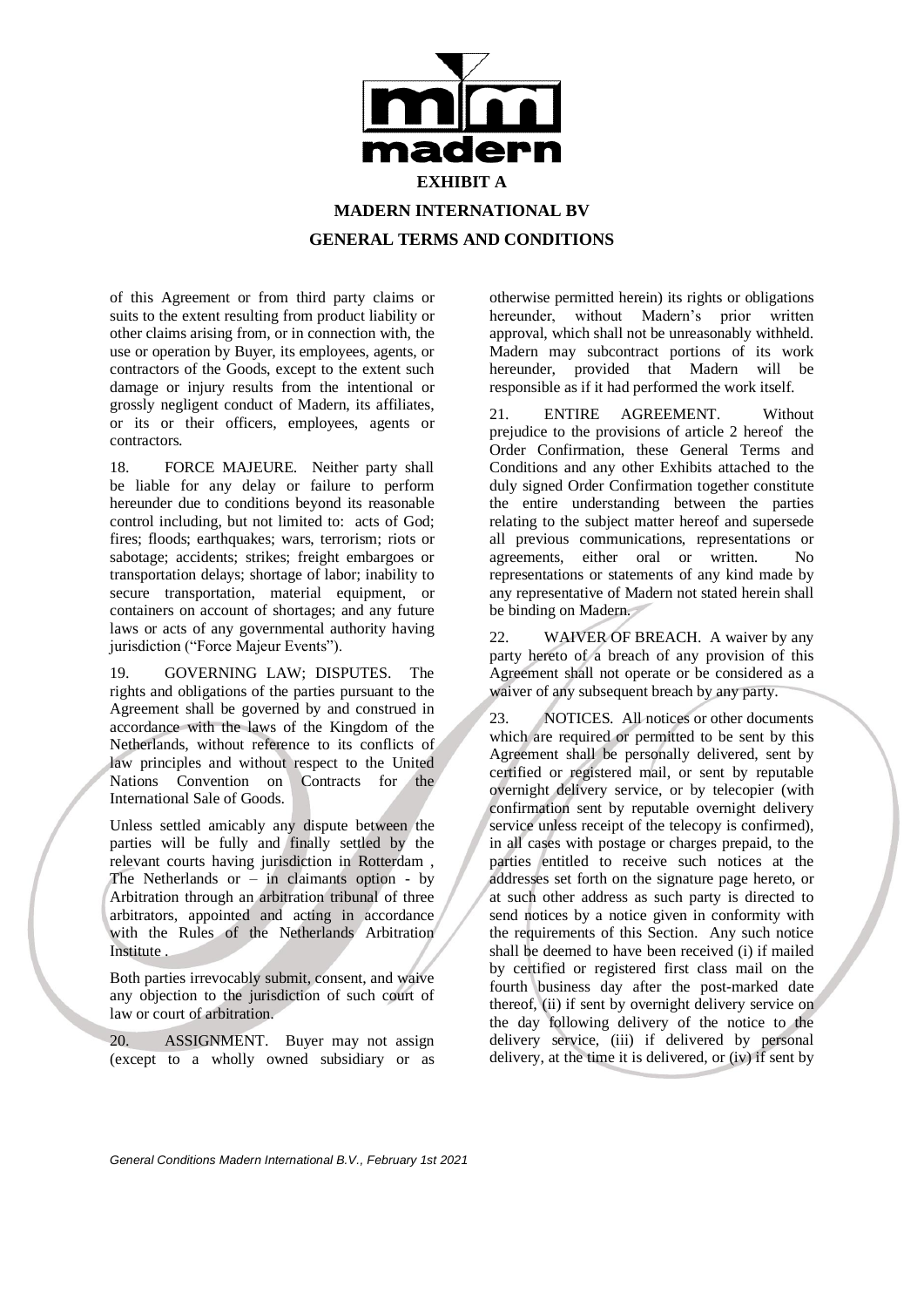**EXHIBIT A**

**MADERN INTERNATIONAL BV**

**GENERAL TERMS AND CONDITIONS**

of this Agreement or from third party claims or suits to the extent resulting from product liability or other claims arising from, or in connection with, the use or operation by Buyer, its employees, agents, or contractors of the Goods, except to the extent such damage or injury results from the intentional or grossly negligent conduct of Madern, its affiliates, or its or their officers, employees, agents or contractors.

18. FORCE MAJEURE. Neither party shall be liable for any delay or failure to perform hereunder due to conditions beyond its reasonable control including, but not limited to: acts of God; fires; floods; earthquakes; wars, terrorism; riots or sabotage; accidents; strikes; freight embargoes or transportation delays; shortage of labor; inability to secure transportation, material equipment, or containers on account of shortages; and any future laws or acts of any governmental authority having jurisdiction ("Force Majeur Events").

19. GOVERNING LAW; DISPUTES. The rights and obligations of the parties pursuant to the Agreement shall be governed by and construed in accordance with the laws of the Kingdom of the Netherlands, without reference to its conflicts of law principles and without respect to the United Nations Convention on Contracts for the International Sale of Goods.

Unless settled amicably any dispute between the parties will be fully and finally settled by the relevant courts having jurisdiction in Rotterdam , The Netherlands or – in claimants option - by Arbitration through an arbitration tribunal of three arbitrators, appointed and acting in accordance with the Rules of the Netherlands Arbitration Institute .

Both parties irrevocably submit, consent, and waive any objection to the jurisdiction of such court of law or court of arbitration.

20. ASSIGNMENT. Buyer may not assign (except to a wholly owned subsidiary or as otherwise permitted herein) its rights or obligations hereunder, without Madern's prior written approval, which shall not be unreasonably withheld. Madern may subcontract portions of its work hereunder, provided that Madern will be responsible as if it had performed the work itself.

21. ENTIRE AGREEMENT. Without prejudice to the provisions of article 2 hereof the Order Confirmation, these General Terms and Conditions and any other Exhibits attached to the duly signed Order Confirmation together constitute the entire understanding between the parties relating to the subject matter hereof and supersede all previous communications, representations or agreements, either oral or written. No representations or statements of any kind made by any representative of Madern not stated herein shall be binding on Madern.

22. WAIVER OF BREACH. A waiver by any party hereto of a breach of any provision of this Agreement shall not operate or be considered as a waiver of any subsequent breach by any party.

23. NOTICES. All notices or other documents which are required or permitted to be sent by this Agreement shall be personally delivered, sent by certified or registered mail, or sent by reputable overnight delivery service, or by telecopier (with confirmation sent by reputable overnight delivery service unless receipt of the telecopy is confirmed), in all cases with postage or charges prepaid, to the parties entitled to receive such notices at the addresses set forth on the signature page hereto, or at such other address as such party is directed to send notices by a notice given in conformity with the requirements of this Section. Any such notice shall be deemed to have been received (i) if mailed by certified or registered first class mail on the fourth business day after the post-marked date thereof, (ii) if sent by overnight delivery service on the day following delivery of the notice to the delivery service, (iii) if delivered by personal delivery, at the time it is delivered, or (iv) if sent by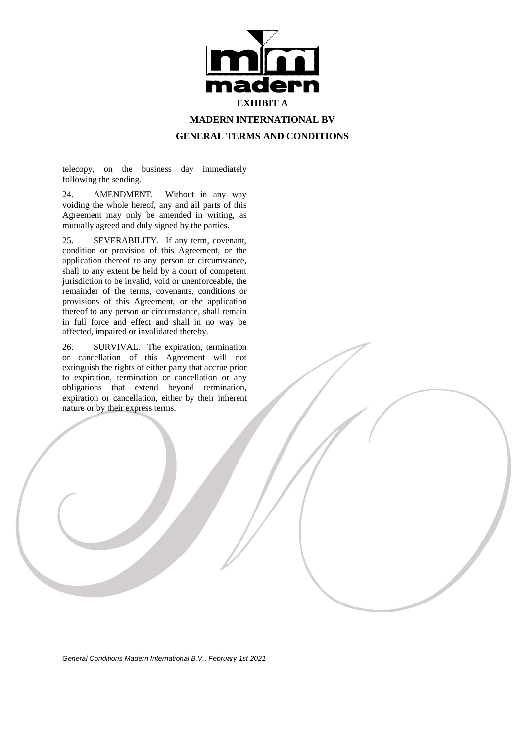telecopy, on the business day immediately following the sending.

24. AMENDMENT. Without in any way voiding the whole hereof, any and all parts of this Agreement may only be amended in writing, as mutually agreed and duly signed by the parties.

25. SEVERABILITY. If any term, covenant, condition or provision of this Agreement, or the application thereof to any person or circumstance, shall to any extent be held by a court of competent jurisdiction to be invalid, void or unenforceable, the remainder of the terms, covenants, conditions or provisions of this Agreement, or the application thereof to any person or circumstance, shall remain in full force and effect and shall in no way be affected, impaired or invalidated thereby.

26. SURVIVAL. The expiration, termination or cancellation of this Agreement will not extinguish the rights of either party that accrue prior to expiration, termination or cancellation or any obligations that extend beyond termination, expiration or cancellation, either by their inherent nature or by their express terms.